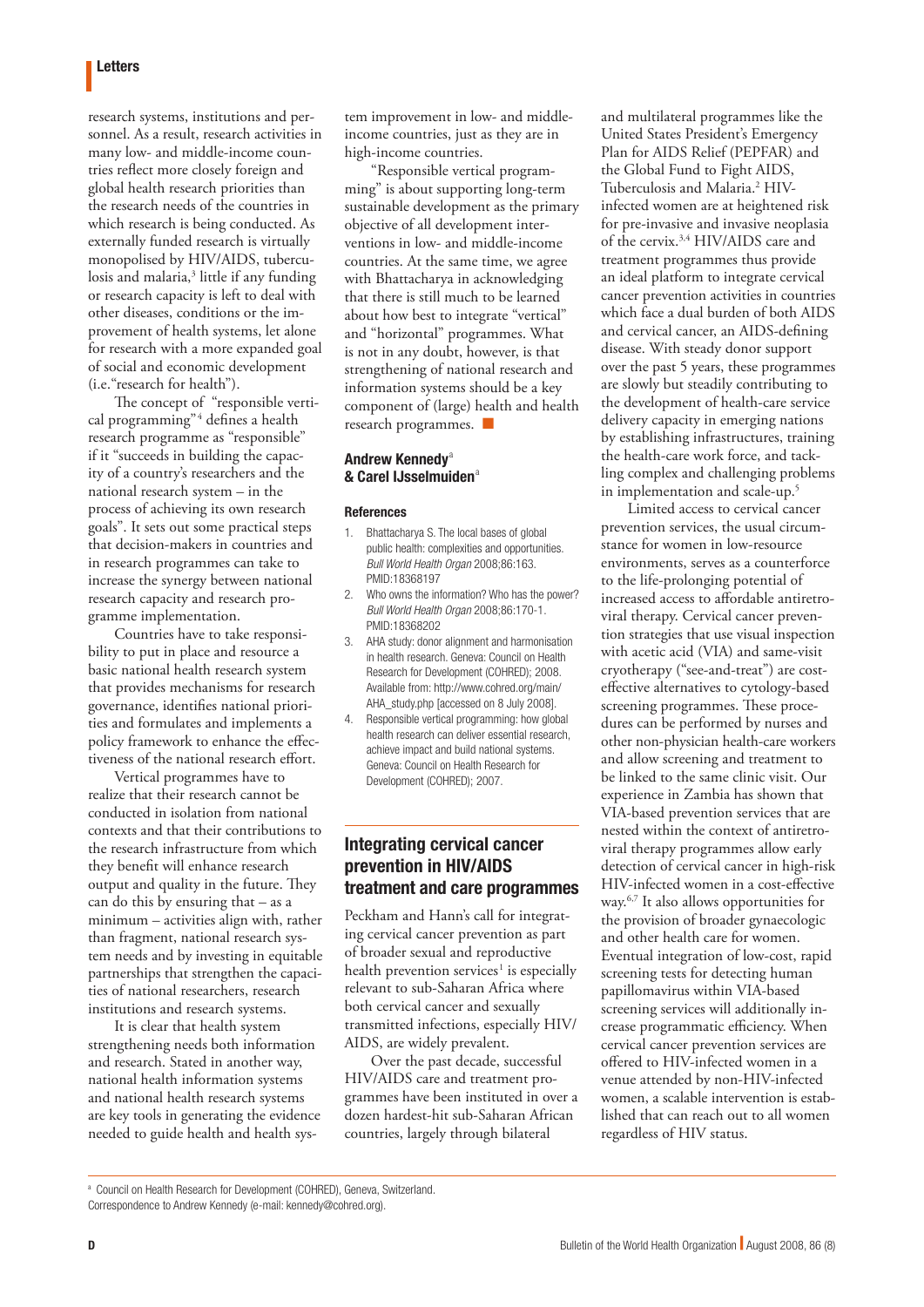research systems, institutions and personnel. As a result, research activities in many low- and middle-income countries reflect more closely foreign and global health research priorities than the research needs of the countries in which research is being conducted. As externally funded research is virtually monopolised by HIV/AIDS, tuberculosis and malaria,[3] little if any funding or research capacity is left to deal with other diseases, conditions or the improvement of health systems, let alone for research with a more expanded goal of social and economic development (i.e."research for health").

The concept of "responsible vertical programming"[4] defines a health research programme as "responsible" if it "succeeds in building the capacity of a country's researchers and the national research system – in the process of achieving its own research goals". It sets out some practical steps that decision-makers in countries and in research programmes can take to increase the synergy between national research capacity and research programme implementation.

Countries have to take responsibility to put in place and resource a basic national health research system that provides mechanisms for research governance, identifies national priorities and formulates and implements a policy framework to enhance the effectiveness of the national research effort.

Vertical programmes have to realize that their research cannot be conducted in isolation from national contexts and that their contributions to the research infrastructure from which they benefit will enhance research output and quality in the future. They can do this by ensuring that – as a minimum – activities align with, rather than fragment, national research system needs and by investing in equitable partnerships that strengthen the capacities of national researchers, research institutions and research systems.

It is clear that health system strengthening needs both information and research. Stated in another way, national health information systems and national health research systems are key tools in generating the evidence needed to guide health and health system improvement in low- and middle-income countries, just as they are in high-income countries.

"Responsible vertical programming" is about supporting long-term sustainable development as the primary objective of all development interventions in low- and middle-income countries. At the same time, we agree with Bhattacharya in acknowledging that there is still much to be learned about how best to integrate "vertical" and "horizontal" programmes. What is not in any doubt, however, is that strengthening of national research and information systems should be a key component of (large) health and health research programmes. ■

**Andrew Kennedy**[a] **& Carel IJsselmuiden**[a]

### References

1. Bhattacharya S. The local bases of global public health: complexities and opportunities. *Bull World Health Organ* 2008;86:163. PMID:18368197
2. Who owns the information? Who has the power? *Bull World Health Organ* 2008;86:170-1. PMID:18368202
3. AHA study: donor alignment and harmonisation in health research. Geneva: Council on Health Research for Development (COHRED); 2008. Available from: http://www.cohred.org/main/AHA_study.php [accessed on 8 July 2008].
4. Responsible vertical programming: how global health research can deliver essential research, achieve impact and build national systems. Geneva: Council on Health Research for Development (COHRED); 2007.

[a] Council on Health Research for Development (COHRED), Geneva, Switzerland.
Correspondence to Andrew Kennedy (e-mail: kennedy@cohred.org).

## Integrating cervical cancer prevention in HIV/AIDS treatment and care programmes

Peckham and Hann's call for integrating cervical cancer prevention as part of broader sexual and reproductive health prevention services[1] is especially relevant to sub-Saharan Africa where both cervical cancer and sexually transmitted infections, especially HIV/AIDS, are widely prevalent.

Over the past decade, successful HIV/AIDS care and treatment programmes have been instituted in over a dozen hardest-hit sub-Saharan African countries, largely through bilateral and multilateral programmes like the United States President's Emergency Plan for AIDS Relief (PEPFAR) and the Global Fund to Fight AIDS, Tuberculosis and Malaria.[2] HIV-infected women are at heightened risk for pre-invasive and invasive neoplasia of the cervix.[3,4] HIV/AIDS care and treatment programmes thus provide an ideal platform to integrate cervical cancer prevention activities in countries which face a dual burden of both AIDS and cervical cancer, an AIDS-defining disease. With steady donor support over the past 5 years, these programmes are slowly but steadily contributing to the development of health-care service delivery capacity in emerging nations by establishing infrastructures, training the health-care work force, and tackling complex and challenging problems in implementation and scale-up.[5]

Limited access to cervical cancer prevention services, the usual circumstance for women in low-resource environments, serves as a counterforce to the life-prolonging potential of increased access to affordable antiretroviral therapy. Cervical cancer prevention strategies that use visual inspection with acetic acid (VIA) and same-visit cryotherapy ("see-and-treat") are cost-effective alternatives to cytology-based screening programmes. These procedures can be performed by nurses and other non-physician health-care workers and allow screening and treatment to be linked to the same clinic visit. Our experience in Zambia has shown that VIA-based prevention services that are nested within the context of antiretroviral therapy programmes allow early detection of cervical cancer in high-risk HIV-infected women in a cost-effective way.[6,7] It also allows opportunities for the provision of broader gynaecologic and other health care for women. Eventual integration of low-cost, rapid screening tests for detecting human papillomavirus within VIA-based screening services will additionally increase programmatic efficiency. When cervical cancer prevention services are offered to HIV-infected women in a venue attended by non-HIV-infected women, a scalable intervention is established that can reach out to all women regardless of HIV status.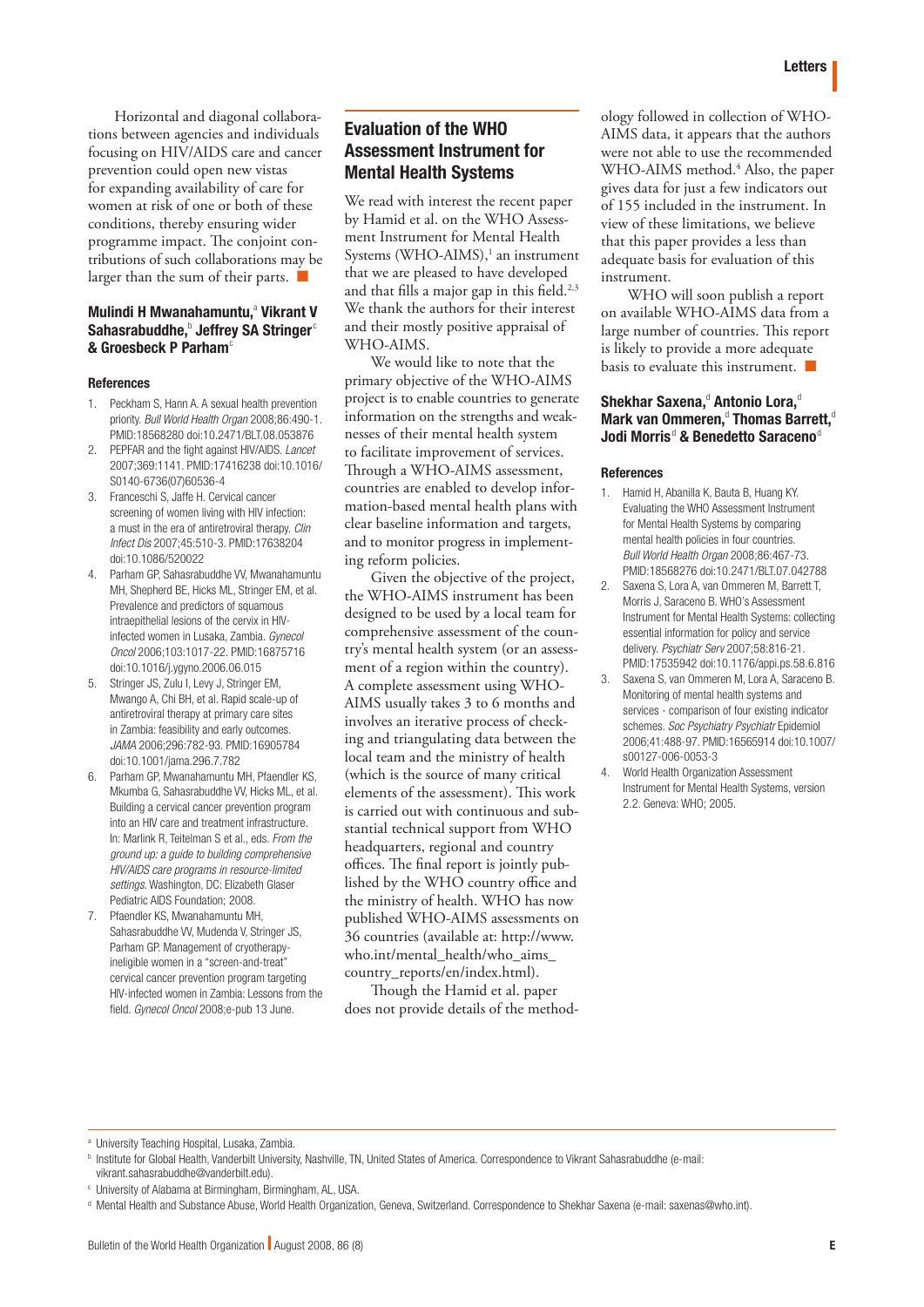Horizontal and diagonal collaborations between agencies and individuals focusing on HIV/AIDS care and cancer prevention could open new vistas for expanding availability of care for women at risk of one or both of these conditions, thereby ensuring wider programme impact. The conjoint contributions of such collaborations may be larger than the sum of their parts. ■

**Mulindi H Mwanahamuntu,[a] Vikrant V Sahasrabuddhe,[b] Jeffrey SA Stringer[c] & Groesbeck P Parham[c]**

#### References

1. Peckham S, Hann A. A sexual health prevention priority. *Bull World Health Organ* 2008;86:490-1. PMID:18568280 doi:10.2471/BLT.08.053876
2. PEPFAR and the fight against HIV/AIDS. *Lancet* 2007;369:1141. PMID:17416238 doi:10.1016/S0140-6736(07)60536-4
3. Franceschi S, Jaffe H. Cervical cancer screening of women living with HIV infection: a must in the era of antiretroviral therapy. *Clin Infect Dis* 2007;45:510-3. PMID:17638204 doi:10.1086/520022
4. Parham GP, Sahasrabuddhe VV, Mwanahamuntu MH, Shepherd BE, Hicks ML, Stringer EM, et al. Prevalence and predictors of squamous intraepithelial lesions of the cervix in HIV-infected women in Lusaka, Zambia. *Gynecol Oncol* 2006;103:1017-22. PMID:16875716 doi:10.1016/j.ygyno.2006.06.015
5. Stringer JS, Zulu I, Levy J, Stringer EM, Mwango A, Chi BH, et al. Rapid scale-up of antiretroviral therapy at primary care sites in Zambia: feasibility and early outcomes. *JAMA* 2006;296:782-93. PMID:16905784 doi:10.1001/jama.296.7.782
6. Parham GP, Mwanahamuntu MH, Pfaendler KS, Mkumba G, Sahasrabuddhe VV, Hicks ML, et al. Building a cervical cancer prevention program into an HIV care and treatment infrastructure. In: Marlink R, Teitelman S et al., eds. *From the ground up: a guide to building comprehensive HIV/AIDS care programs in resource-limited settings.* Washington, DC: Elizabeth Glaser Pediatric AIDS Foundation; 2008.
7. Pfaendler KS, Mwanahamuntu MH, Sahasrabuddhe VV, Mudenda V, Stringer JS, Parham GP. Management of cryotherapy-ineligible women in a "screen-and-treat" cervical cancer prevention program targeting HIV-infected women in Zambia: Lessons from the field. *Gynecol Oncol* 2008;e-pub 13 June.

## Evaluation of the WHO Assessment Instrument for Mental Health Systems

We read with interest the recent paper by Hamid et al. on the WHO Assessment Instrument for Mental Health Systems (WHO-AIMS),[1] an instrument that we are pleased to have developed and that fills a major gap in this field.[2,3] We thank the authors for their interest and their mostly positive appraisal of WHO-AIMS.

We would like to note that the primary objective of the WHO-AIMS project is to enable countries to generate information on the strengths and weaknesses of their mental health system to facilitate improvement of services. Through a WHO-AIMS assessment, countries are enabled to develop information-based mental health plans with clear baseline information and targets, and to monitor progress in implementing reform policies.

Given the objective of the project, the WHO-AIMS instrument has been designed to be used by a local team for comprehensive assessment of the country's mental health system (or an assessment of a region within the country). A complete assessment using WHO-AIMS usually takes 3 to 6 months and involves an iterative process of checking and triangulating data between the local team and the ministry of health (which is the source of many critical elements of the assessment). This work is carried out with continuous and substantial technical support from WHO headquarters, regional and country offices. The final report is jointly published by the WHO country office and the ministry of health. WHO has now published WHO-AIMS assessments on 36 countries (available at: http://www.who.int/mental_health/who_aims_country_reports/en/index.html).

Though the Hamid et al. paper does not provide details of the methodology followed in collection of WHO-AIMS data, it appears that the authors were not able to use the recommended WHO-AIMS method.[4] Also, the paper gives data for just a few indicators out of 155 included in the instrument. In view of these limitations, we believe that this paper provides a less than adequate basis for evaluation of this instrument.

WHO will soon publish a report on available WHO-AIMS data from a large number of countries. This report is likely to provide a more adequate basis to evaluate this instrument. ■

**Shekhar Saxena,[d] Antonio Lora,[d] Mark van Ommeren,[d] Thomas Barrett,[d] Jodi Morris[d] & Benedetto Saraceno[d]**

#### References

1. Hamid H, Abanilla K, Bauta B, Huang KY. Evaluating the WHO Assessment Instrument for Mental Health Systems by comparing mental health policies in four countries. *Bull World Health Organ* 2008;86:467-73. PMID:18568276 doi:10.2471/BLT.07.042788
2. Saxena S, Lora A, van Ommeren M, Barrett T, Morris J, Saraceno B. WHO's Assessment Instrument for Mental Health Systems: collecting essential information for policy and service delivery. *Psychiatr Serv* 2007;58:816-21. PMID:17535942 doi:10.1176/appi.ps.58.6.816
3. Saxena S, van Ommeren M, Lora A, Saraceno B. Monitoring of mental health systems and services - comparison of four existing indicator schemes. *Soc Psychiatry Psychiatr Epidemiol* 2006;41:488-97. PMID:16565914 doi:10.1007/s00127-006-0053-3
4. World Health Organization Assessment Instrument for Mental Health Systems, version 2.2. Geneva: WHO; 2005.

---

[a] University Teaching Hospital, Lusaka, Zambia.

[b] Institute for Global Health, Vanderbilt University, Nashville, TN, United States of America. Correspondence to Vikrant Sahasrabuddhe (e-mail: vikrant.sahasrabuddhe@vanderbilt.edu).

[c] University of Alabama at Birmingham, Birmingham, AL, USA.

[d] Mental Health and Substance Abuse, World Health Organization, Geneva, Switzerland. Correspondence to Shekhar Saxena (e-mail: saxenas@who.int).